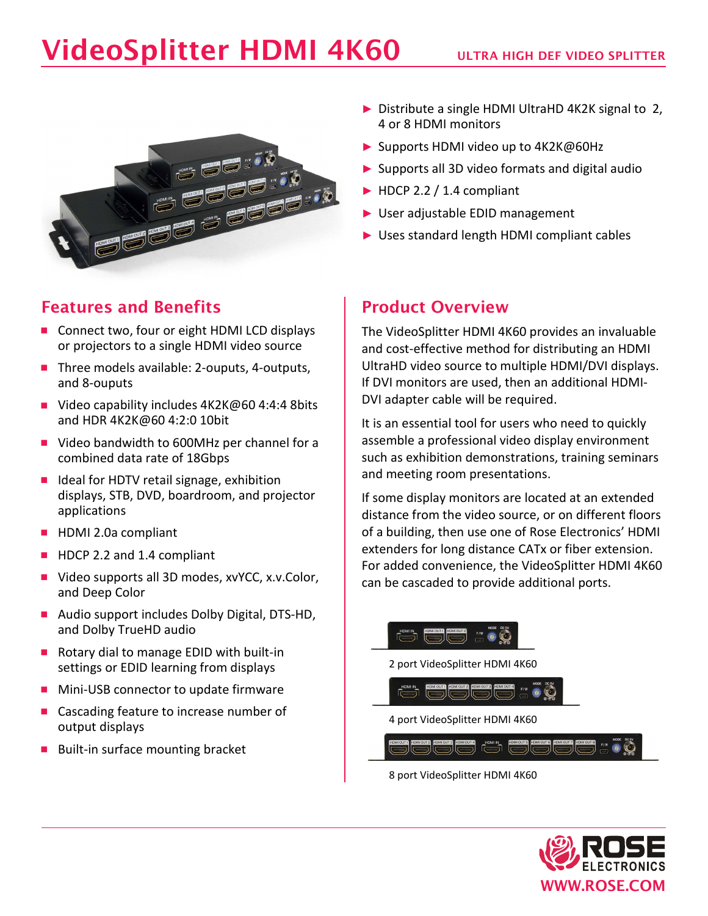# VideoSplitter HDMI 4K60

ULTRA HIGH DEF VIDEO SPLITTER

- Distribute a single HDMI UltraHD 4K2K signal to 2, 4 or 8 HDMI monitors
- Supports HDMI video up to 4K2K@60Hz
- Supports all 3D video formats and digital audio
- HDCP 2.2 / 1.4 compliant
- User adjustable EDID management
- Uses standard length HDMI compliant cables

## Features and Benefits

- Connect two, four or eight HDMI LCD displays or projectors to a single HDMI video source
- Three models available: 2-ouputs, 4-outputs, and 8-ouputs
- Video capability includes 4K2K@60 4:4:4 8bits and HDR 4K2K@60 4:2:0 10bit
- Video bandwidth to 600MHz per channel for a combined data rate of 18Gbps
- Ideal for HDTV retail signage, exhibition displays, STB, DVD, boardroom, and projector applications
- HDMI 2.0a compliant
- HDCP 2.2 and 1.4 compliant
- Video supports all 3D modes, xvYCC, x.v.Color, and Deep Color
- Audio support includes Dolby Digital, DTS-HD, and Dolby TrueHD audio
- Rotary dial to manage EDID with built-in settings or EDID learning from displays
- Mini-USB connector to update firmware
- Cascading feature to increase number of output displays
- Built-in surface mounting bracket

## Product Overview

The VideoSplitter HDMI 4K60 provides an invaluable and cost-effective method for distributing an HDMI UltraHD video source to multiple HDMI/DVI displays. If DVI monitors are used, then an additional HDMI-DVI adapter cable will be required.

It is an essential tool for users who need to quickly assemble a professional video display environment such as exhibition demonstrations, training seminars and meeting room presentations.

If some display monitors are located at an extended distance from the video source, or on different floors of a building, then use one of Rose Electronics' HDMI extenders for long distance CATx or fiber extension. For added convenience, the VideoSplitter HDMI 4K60 can be cascaded to provide additional ports.

2 port VideoSplitter HDMI 4K60

4 port VideoSplitter HDMI 4K60

8 port VideoSplitter HDMI 4K60

ROSE ELECTRONICS
WWW.ROSE.COM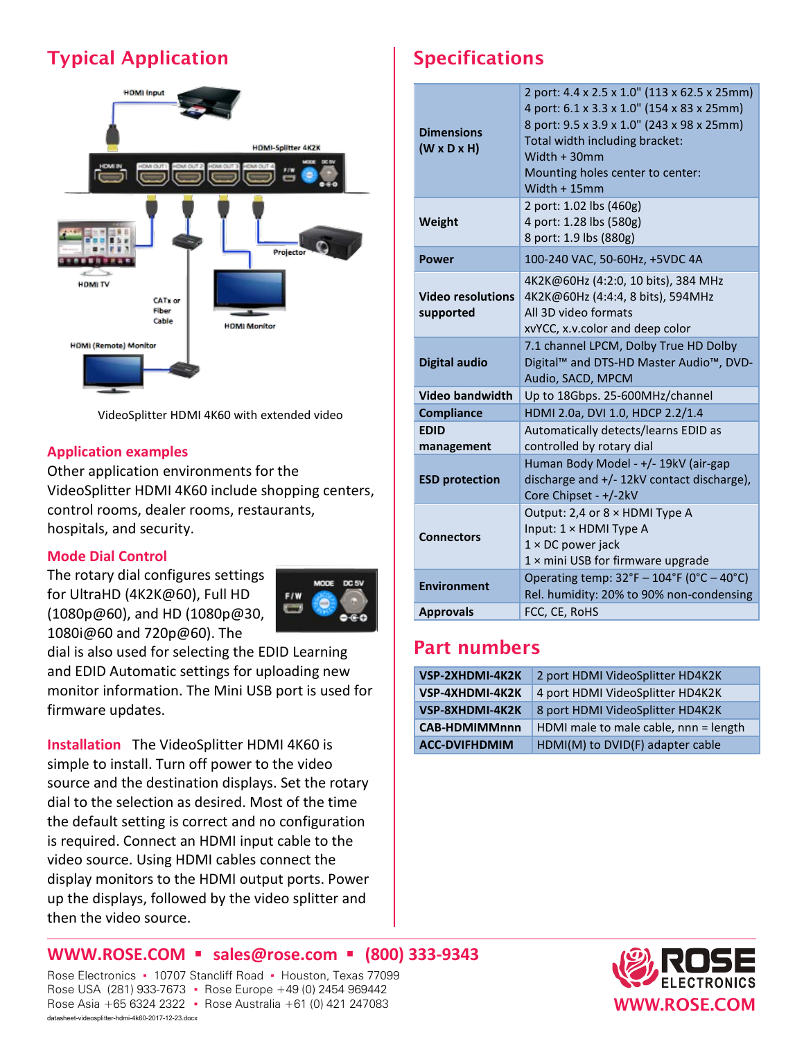## Typical Application

HDMI Input

HDMI-Splitter 4K2K

HDMI IN HDMI OUT 1 HDMI OUT 2 HDMI OUT 3 HDMI OUT 4 F/W MODE DC 5V

HDMI TV

Projector

CATx or Fiber Cable

HDMI Monitor

HDMI (Remote) Monitor

VideoSplitter HDMI 4K60 with extended video

### Application examples

Other application environments for the VideoSplitter HDMI 4K60 include shopping centers, control rooms, dealer rooms, restaurants, hospitals, and security.

### Mode Dial Control

The rotary dial configures settings for UltraHD (4K2K@60), Full HD (1080p@60), and HD (1080p@30, 1080i@60 and 720p@60). The dial is also used for selecting the EDID Learning and EDID Automatic settings for uploading new monitor information. The Mini USB port is used for firmware updates.

**Installation** The VideoSplitter HDMI 4K60 is simple to install. Turn off power to the video source and the destination displays. Set the rotary dial to the selection as desired. Most of the time the default setting is correct and no configuration is required. Connect an HDMI input cable to the video source. Using HDMI cables connect the display monitors to the HDMI output ports. Power up the displays, followed by the video splitter and then the video source.

## Specifications

| | |
|---|---|
| **Dimensions (W x D x H)** | 2 port: 4.4 x 2.5 x 1.0" (113 x 62.5 x 25mm)<br>4 port: 6.1 x 3.3 x 1.0" (154 x 83 x 25mm)<br>8 port: 9.5 x 3.9 x 1.0" (243 x 98 x 25mm)<br>Total width including bracket:<br>Width + 30mm<br>Mounting holes center to center:<br>Width + 15mm |
| **Weight** | 2 port: 1.02 lbs (460g)<br>4 port: 1.28 lbs (580g)<br>8 port: 1.9 lbs (880g) |
| **Power** | 100-240 VAC, 50-60Hz, +5VDC 4A |
| **Video resolutions supported** | 4K2K@60Hz (4:2:0, 10 bits), 384 MHz<br>4K2K@60Hz (4:4:4, 8 bits), 594MHz<br>All 3D video formats<br>xvYCC, x.v.color and deep color |
| **Digital audio** | 7.1 channel LPCM, Dolby True HD Dolby Digital™ and DTS-HD Master Audio™, DVD-Audio, SACD, MPCM |
| **Video bandwidth** | Up to 18Gbps. 25-600MHz/channel |
| **Compliance** | HDMI 2.0a, DVI 1.0, HDCP 2.2/1.4 |
| **EDID management** | Automatically detects/learns EDID as controlled by rotary dial |
| **ESD protection** | Human Body Model - +/- 19kV (air-gap discharge and +/- 12kV contact discharge), Core Chipset - +/-2kV |
| **Connectors** | Output: 2,4 or 8 × HDMI Type A<br>Input: 1 × HDMI Type A<br>1 × DC power jack<br>1 × mini USB for firmware upgrade |
| **Environment** | Operating temp: 32°F – 104°F (0°C – 40°C)<br>Rel. humidity: 20% to 90% non-condensing |
| **Approvals** | FCC, CE, RoHS |

## Part numbers

| | |
|---|---|
| **VSP-2XHDMI-4K2K** | 2 port HDMI VideoSplitter HD4K2K |
| **VSP-4XHDMI-4K2K** | 4 port HDMI VideoSplitter HD4K2K |
| **VSP-8XHDMI-4K2K** | 8 port HDMI VideoSplitter HD4K2K |
| **CAB-HDMIMMnnn** | HDMI male to male cable, nnn = length |
| **ACC-DVIFHDMIM** | HDMI(M) to DVID(F) adapter cable |

**WWW.ROSE.COM ▪ sales@rose.com ▪ (800) 333-9343**

Rose Electronics ▪ 10707 Stancliff Road ▪ Houston, Texas 77099
Rose USA (281) 933-7673 ▪ Rose Europe +49 (0) 2454 969442
Rose Asia +65 6324 2322 ▪ Rose Australia +61 (0) 421 247083

datasheet-videosplitter-hdmi-4k60-2017-12-23.docx

ROSE ELECTRONICS
WWW.ROSE.COM